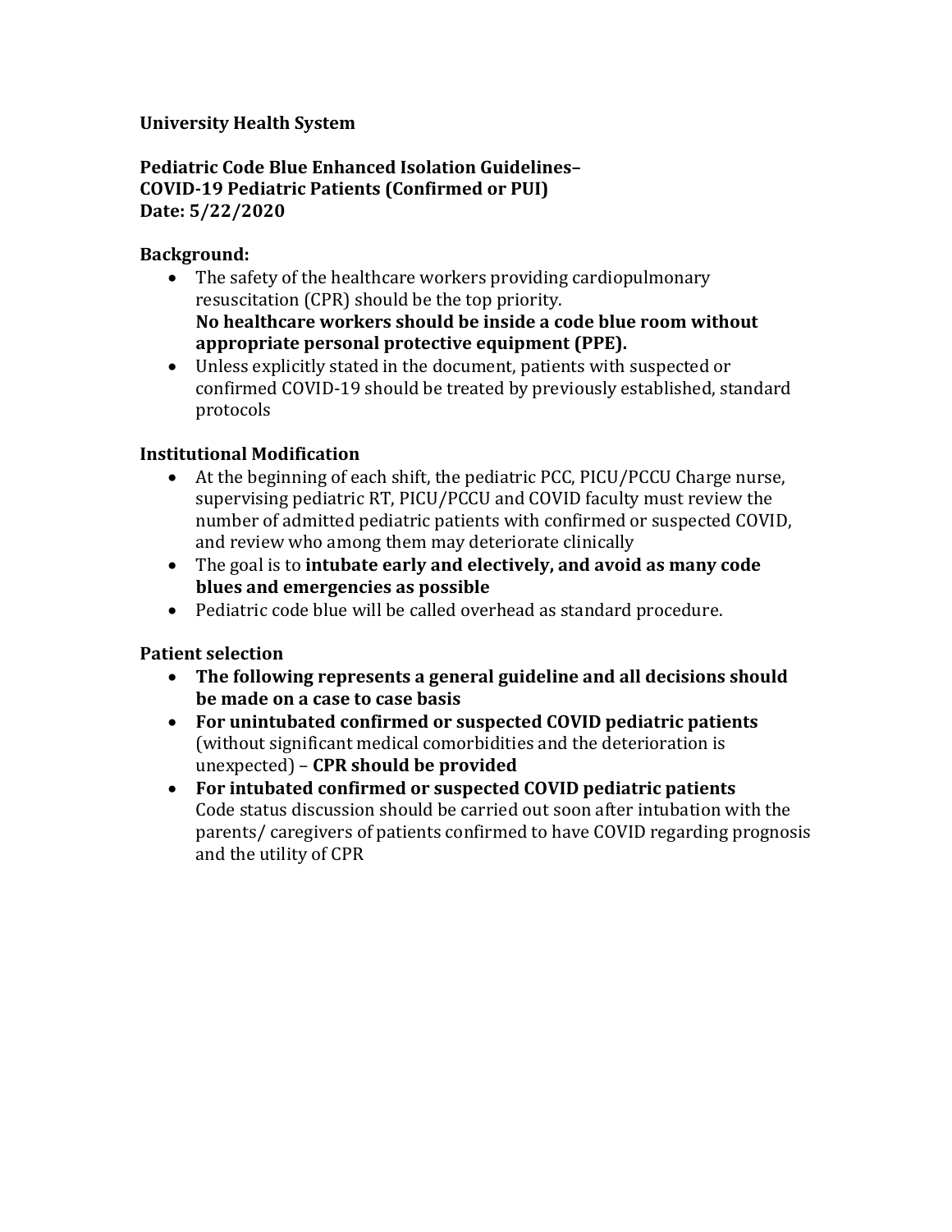**University Health System**

**Pediatric Code Blue Enhanced Isolation Guidelines–**
**COVID-19 Pediatric Patients (Confirmed or PUI)**
**Date: 5/22/2020**

**Background:**

- The safety of the healthcare workers providing cardiopulmonary resuscitation (CPR) should be the top priority.
  **No healthcare workers should be inside a code blue room without appropriate personal protective equipment (PPE).**
- Unless explicitly stated in the document, patients with suspected or confirmed COVID-19 should be treated by previously established, standard protocols

**Institutional Modification**

- At the beginning of each shift, the pediatric PCC, PICU/PCCU Charge nurse, supervising pediatric RT, PICU/PCCU and COVID faculty must review the number of admitted pediatric patients with confirmed or suspected COVID, and review who among them may deteriorate clinically
- The goal is to **intubate early and electively, and avoid as many code blues and emergencies as possible**
- Pediatric code blue will be called overhead as standard procedure.

**Patient selection**

- **The following represents a general guideline and all decisions should be made on a case to case basis**
- **For unintubated confirmed or suspected COVID pediatric patients** (without significant medical comorbidities and the deterioration is unexpected) – **CPR should be provided**
- **For intubated confirmed or suspected COVID pediatric patients**
  Code status discussion should be carried out soon after intubation with the parents/ caregivers of patients confirmed to have COVID regarding prognosis and the utility of CPR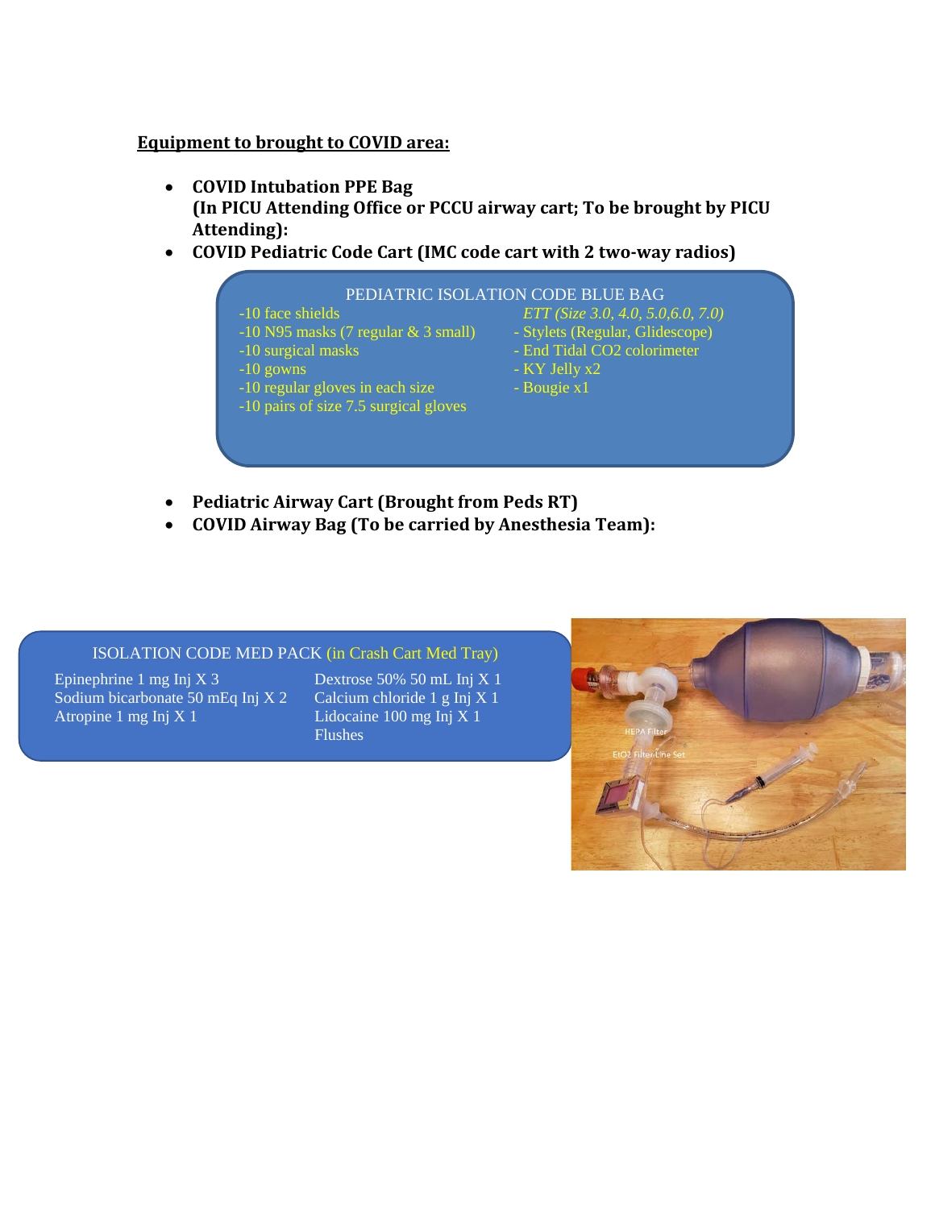**Equipment to brought to COVID area:**

- **COVID Intubation PPE Bag (In PICU Attending Office or PCCU airway cart; To be brought by PICU Attending):**
- **COVID Pediatric Code Cart (IMC code cart with 2 two-way radios)**

PEDIATRIC ISOLATION CODE BLUE BAG

- -10 face shields
- -10 N95 masks (7 regular & 3 small)
- -10 surgical masks
- -10 gowns
- -10 regular gloves in each size
- -10 pairs of size 7.5 surgical gloves

*ETT (Size 3.0, 4.0, 5.0,6.0, 7.0)*

- - Stylets (Regular, Glidescope)
- - End Tidal CO2 colorimeter
- - KY Jelly x2
- - Bougie x1

- **Pediatric Airway Cart (Brought from Peds RT)**
- **COVID Airway Bag (To be carried by Anesthesia Team):**

ISOLATION CODE MED PACK (in Crash Cart Med Tray)

- Epinephrine 1 mg Inj X 3
- Sodium bicarbonate 50 mEq Inj X 2
- Atropine 1 mg Inj X 1
- Dextrose 50% 50 mL Inj X 1
- Calcium chloride 1 g Inj X 1
- Lidocaine 100 mg Inj X 1
- Flushes

HEPA Filter

EtO2 Filter Line Set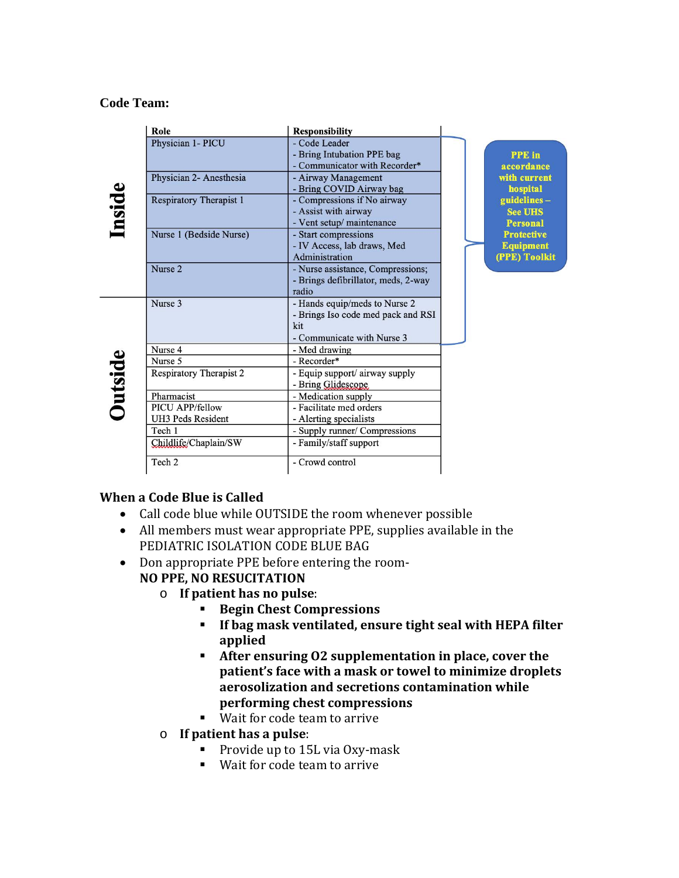**Code Team:**

| | Role | Responsibility |
|---|---|---|
| Inside | Physician 1- PICU | - Code Leader<br>- Bring Intubation PPE bag<br>- Communicator with Recorder* |
| | Physician 2- Anesthesia | - Airway Management<br>- Bring COVID Airway bag |
| | Respiratory Therapist 1 | - Compressions if No airway<br>- Assist with airway<br>- Vent setup/ maintenance |
| | Nurse 1 (Bedside Nurse) | - Start compressions<br>- IV Access, lab draws, Med Administration |
| | Nurse 2 | - Nurse assistance, Compressions;<br>- Brings defibrillator, meds, 2-way radio |
| Outside | Nurse 3 | - Hands equip/meds to Nurse 2<br>- Brings Iso code med pack and RSI kit<br>- Communicate with Nurse 3 |
| | Nurse 4 | - Med drawing |
| | Nurse 5 | - Recorder* |
| | Respiratory Therapist 2 | - Equip support/ airway supply<br>- Bring Glidescope |
| | Pharmacist | - Medication supply |
| | PICU APP/fellow<br>UH3 Peds Resident | - Facilitate med orders<br>- Alerting specialists |
| | Tech 1 | - Supply runner/ Compressions |
| | Childlife/Chaplain/SW | - Family/staff support |
| | Tech 2 | - Crowd control |

**PPE in accordance with current hospital guidelines – See UHS Personal Protective Equipment (PPE) Toolkit**

## When a Code Blue is Called

- Call code blue while OUTSIDE the room whenever possible
- All members must wear appropriate PPE, supplies available in the PEDIATRIC ISOLATION CODE BLUE BAG
- Don appropriate PPE before entering the room-
  **NO PPE, NO RESUCITATION**
  - **If patient has no pulse**:
    - **Begin Chest Compressions**
    - **If bag mask ventilated, ensure tight seal with HEPA filter applied**
    - **After ensuring O2 supplementation in place, cover the patient's face with a mask or towel to minimize droplets aerosolization and secretions contamination while performing chest compressions**
    - Wait for code team to arrive
  - **If patient has a pulse**:
    - Provide up to 15L via Oxy-mask
    - Wait for code team to arrive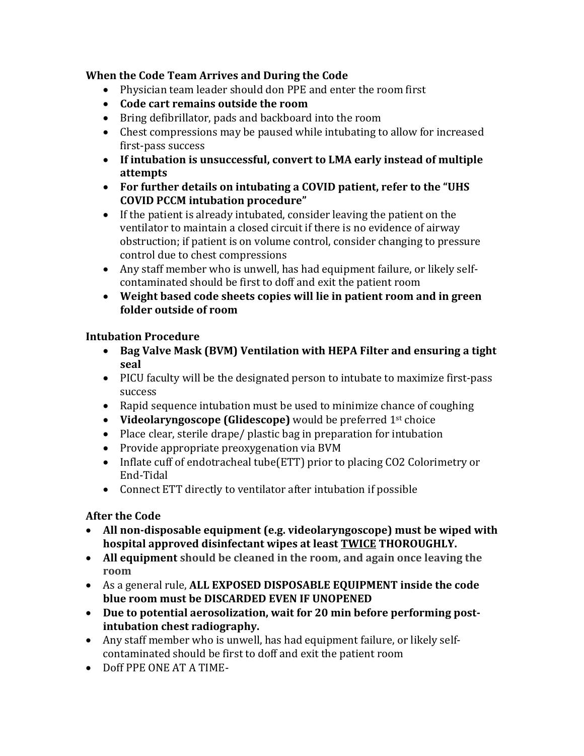**When the Code Team Arrives and During the Code**

- Physician team leader should don PPE and enter the room first
- **Code cart remains outside the room**
- Bring defibrillator, pads and backboard into the room
- Chest compressions may be paused while intubating to allow for increased first-pass success
- **If intubation is unsuccessful, convert to LMA early instead of multiple attempts**
- **For further details on intubating a COVID patient, refer to the "UHS COVID PCCM intubation procedure"**
- If the patient is already intubated, consider leaving the patient on the ventilator to maintain a closed circuit if there is no evidence of airway obstruction; if patient is on volume control, consider changing to pressure control due to chest compressions
- Any staff member who is unwell, has had equipment failure, or likely self-contaminated should be first to doff and exit the patient room
- **Weight based code sheets copies will lie in patient room and in green folder outside of room**

**Intubation Procedure**

- **Bag Valve Mask (BVM) Ventilation with HEPA Filter and ensuring a tight seal**
- PICU faculty will be the designated person to intubate to maximize first-pass success
- Rapid sequence intubation must be used to minimize chance of coughing
- **Videolaryngoscope (Glidescope)** would be preferred 1st choice
- Place clear, sterile drape/ plastic bag in preparation for intubation
- Provide appropriate preoxygenation via BVM
- Inflate cuff of endotracheal tube(ETT) prior to placing $CO_2$ Colorimetry or End-Tidal
- Connect ETT directly to ventilator after intubation if possible

**After the Code**

- **All non-disposable equipment (e.g. videolaryngoscope) must be wiped with hospital approved disinfectant wipes at least <u>TWICE</u> THOROUGHLY.**
- **All equipment should be cleaned in the room, and again once leaving the room**
- As a general rule, **ALL EXPOSED DISPOSABLE EQUIPMENT inside the code blue room must be DISCARDED EVEN IF UNOPENED**
- **Due to potential aerosolization, wait for 20 min before performing post-intubation chest radiography.**
- Any staff member who is unwell, has had equipment failure, or likely self-contaminated should be first to doff and exit the patient room
- Doff PPE ONE AT A TIME-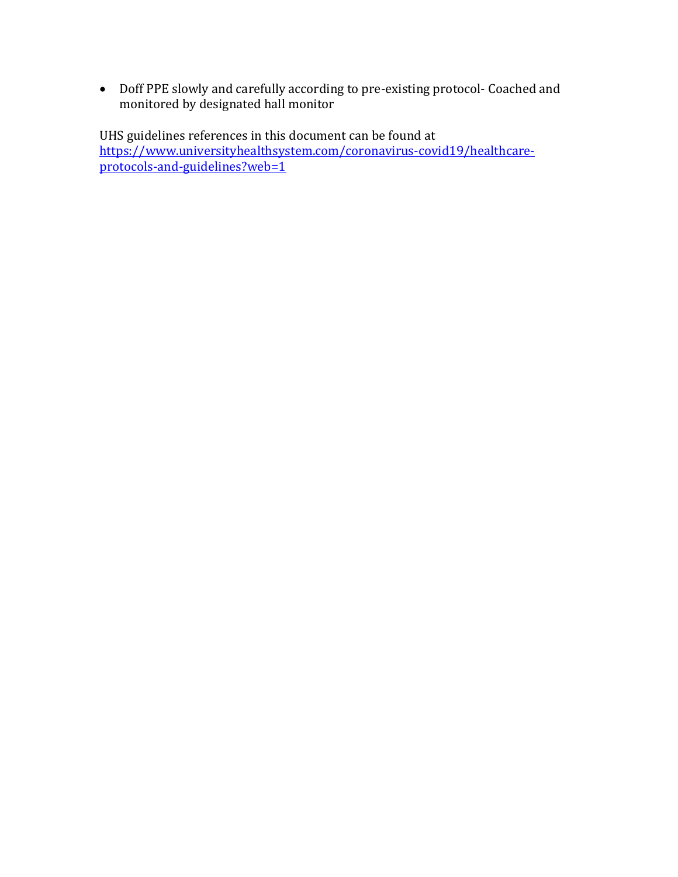- Doff PPE slowly and carefully according to pre-existing protocol- Coached and monitored by designated hall monitor

UHS guidelines references in this document can be found at [https://www.universityhealthsystem.com/coronavirus-covid19/healthcare-protocols-and-guidelines?web=1](https://www.universityhealthsystem.com/coronavirus-covid19/healthcare-protocols-and-guidelines?web=1)